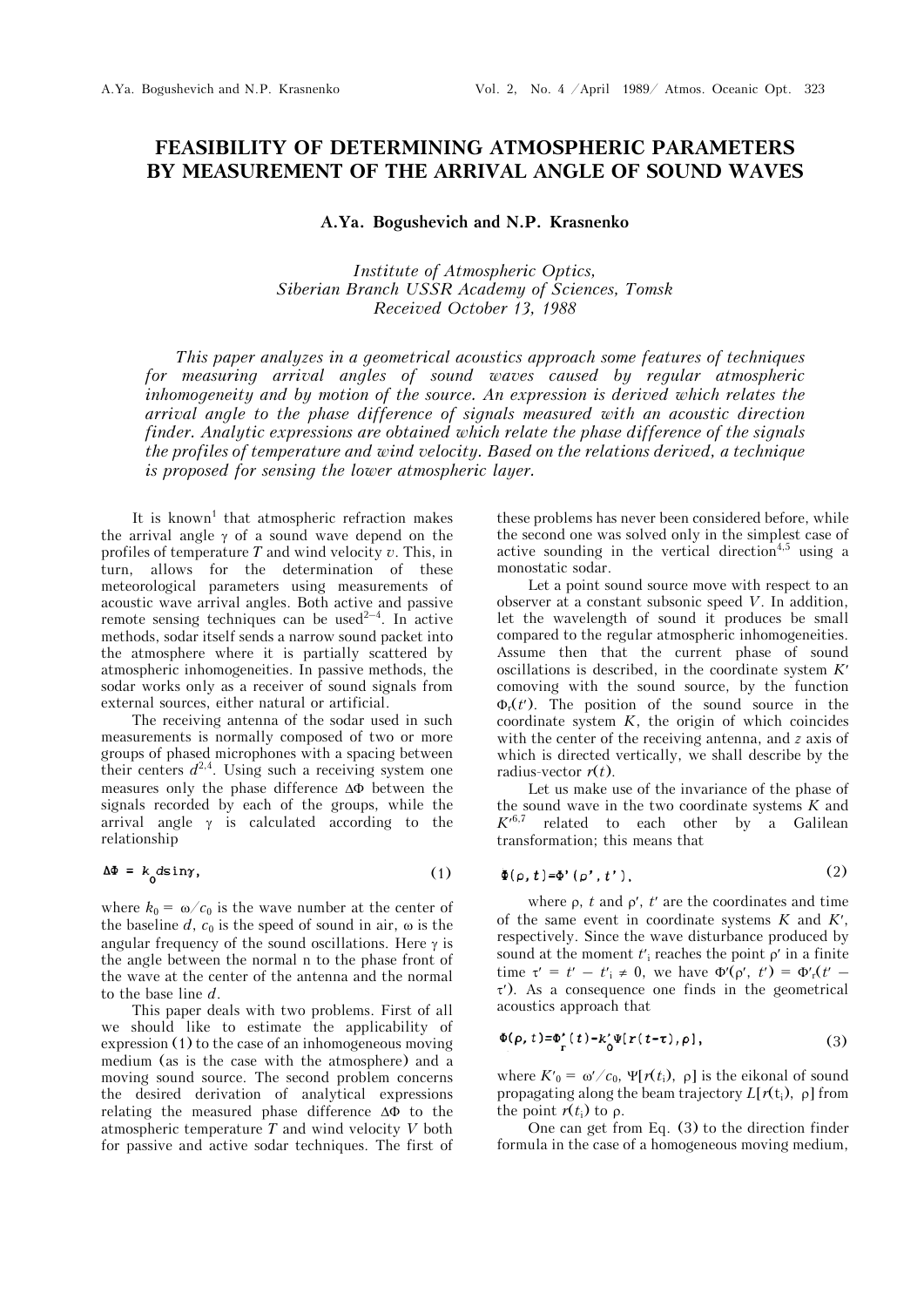# FEASIBILITY OF DETERMINING ATMOSPHERIC PARAMETERS BY MEASUREMENT OF THE ARRIVAL ANGLE OF SOUND WAVES

**A.Ya. Bogushevich and N.P. Krasnenko**

*Institute of Atmospheric Optics,*
*Siberian Branch USSR Academy of Sciences, Tomsk*
*Received October 13, 1988*

*This paper analyzes in a geometrical acoustics approach some features of techniques for measuring arrival angles of sound waves caused by regular atmospheric inhomogeneity and by motion of the source. An expression is derived which relates the arrival angle to the phase difference of signals measured with an acoustic direction finder. Analytic expressions are obtained which relate the phase difference of the signals the profiles of temperature and wind velocity. Based on the relations derived, a technique is proposed for sensing the lower atmospheric layer.*

It is known[1] that atmospheric refraction makes the arrival angle $\gamma$ of a sound wave depend on the profiles of temperature $T$ and wind velocity $v$. This, in turn, allows for the determination of these meteorological parameters using measurements of acoustic wave arrival angles. Both active and passive remote sensing techniques can be used[2–4]. In active methods, sodar itself sends a narrow sound packet into the atmosphere where it is partially scattered by atmospheric inhomogeneities. In passive methods, the sodar works only as a receiver of sound signals from external sources, either natural or artificial.

The receiving antenna of the sodar used in such measurements is normally composed of two or more groups of phased microphones with a spacing between their centers $d$[2,4]. Using such a receiving system one measures only the phase difference $\Delta\Phi$ between the signals recorded by each of the groups, while the arrival angle $\gamma$ is calculated according to the relationship

$$\Delta\Phi = k_0 d \sin\gamma, \tag{1}$$

where $k_0 = \omega/c_0$ is the wave number at the center of the baseline $d$, $c_0$ is the speed of sound in air, $\omega$ is the angular frequency of the sound oscillations. Here $\gamma$ is the angle between the normal n to the phase front of the wave at the center of the antenna and the normal to the base line $d$.

This paper deals with two problems. First of all we should like to estimate the applicability of expression (1) to the case of an inhomogeneous moving medium (as is the case with the atmosphere) and a moving sound source. The second problem concerns the desired derivation of analytical expressions relating the measured phase difference $\Delta\Phi$ to the atmospheric temperature $T$ and wind velocity $V$ both for passive and active sodar techniques. The first of these problems has never been considered before, while the second one was solved only in the simplest case of active sounding in the vertical direction[4,5] using a monostatic sodar.

Let a point sound source move with respect to an observer at a constant subsonic speed $V$. In addition, let the wavelength of sound it produces be small compared to the regular atmospheric inhomogeneities. Assume then that the current phase of sound oscillations is described, in the coordinate system $K'$ comoving with the sound source, by the function $\Phi_r(t')$. The position of the sound source in the coordinate system $K$, the origin of which coincides with the center of the receiving antenna, and $z$ axis of which is directed vertically, we shall describe by the radius-vector $r(t)$.

Let us make use of the invariance of the phase of the sound wave in the two coordinate systems $K$ and $K'$[6,7] related to each other by a Galilean transformation; this means that

$$\Phi(\rho, t) = \Phi'(\rho', t'), \tag{2}$$

where $\rho$, $t$ and $\rho'$, $t'$ are the coordinates and time of the same event in coordinate systems $K$ and $K'$, respectively. Since the wave disturbance produced by sound at the moment $t'_i$ reaches the point $\rho'$ in a finite time $\tau' = t' - t'_i \neq 0$, we have $\Phi'(\rho', t') = \Phi'_r(t' - \tau')$. As a consequence one finds in the geometrical acoustics approach that

$$\Phi(\rho, t) = \Phi'_r(t) - k'_0 \Psi[r(t - \tau), \rho], \tag{3}$$

where $K'_0 = \omega'/c_0$, $\Psi[r(t_i), \rho]$ is the eikonal of sound propagating along the beam trajectory $L[r(t_i), \rho]$ from the point $r(t_i)$ to $\rho$.

One can get from Eq. (3) to the direction finder formula in the case of a homogeneous moving medium,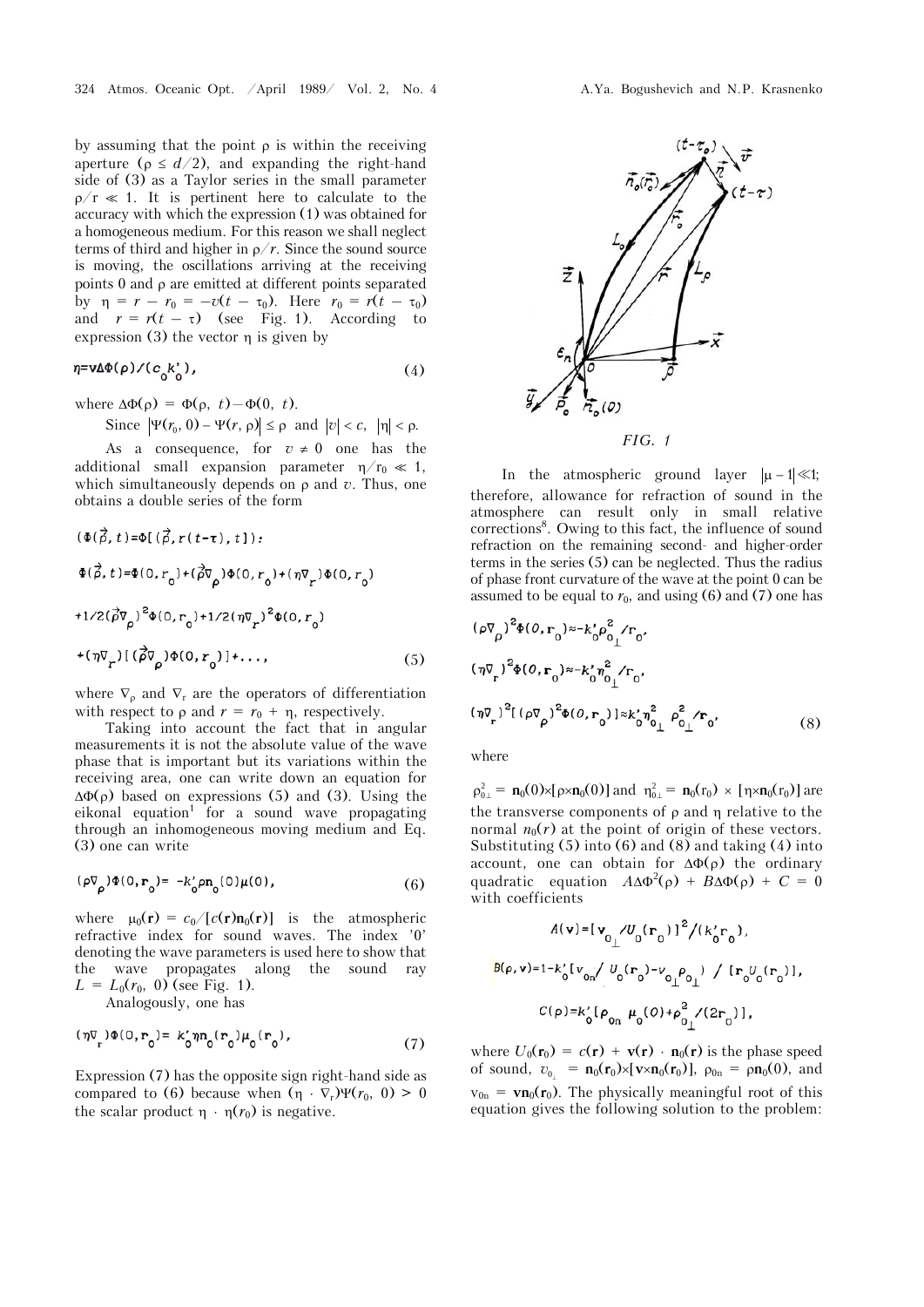by assuming that the point $\rho$ is within the receiving aperture ($\rho \le d/2$), and expanding the right-hand side of (3) as a Taylor series in the small parameter $\rho/r \ll 1$. It is pertinent here to calculate to the accuracy with which the expression (1) was obtained for a homogeneous medium. For this reason we shall neglect terms of third and higher in $\rho/r$. Since the sound source is moving, the oscillations arriving at the receiving points 0 and $\rho$ are emitted at different points separated by $\eta = r - r_0 = -v(t - \tau_0)$. Here $r_0 = r(t - \tau_0)$ and $r = r(t - \tau)$ (see Fig. 1). According to expression (3) the vector $\eta$ is given by

$$\eta = \mathbf{v}\Delta\Phi(\rho)/(c_0 k'_0), \tag{4}$$

where $\Delta\Phi(\rho) = \Phi(\rho, t) - \Phi(0, t)$.

Since $|\Psi(r_0, 0) - \Psi(r, \rho)| \le \rho$ and $|v| < c$, $|\eta| < \rho$.

As a consequence, for $v \ne 0$ one has the additional small expansion parameter $\eta/r_0 \ll 1$, which simultaneously depends on $\rho$ and $v$. Thus, one obtains a double series of the form

$$(\Phi(\vec{\rho}, t) = \Phi[(\vec{\rho}, r(t-\tau), t]):$$

$$\Phi(\vec{\rho}, t) = \Phi(0, r_0) + (\vec{\rho}\nabla_\rho)\Phi(0, r_0) + (\eta\nabla_r)\Phi(0, r_0)$$

$$+ 1/2(\vec{\rho}\nabla_\rho)^2\Phi(0, r_0) + 1/2(\eta\nabla_r)^2\Phi(0, r_0)$$

$$+ (\eta\nabla_r)[(\vec{\rho}\nabla_\rho)\Phi(0, r_0)] + \ldots, \tag{5}$$

where $\nabla_\rho$ and $\nabla_r$ are the operators of differentiation with respect to $\rho$ and $r = r_0 + \eta$, respectively.

Taking into account the fact that in angular measurements it is not the absolute value of the wave phase that is important but its variations within the receiving area, one can write down an equation for $\Delta\Phi(\rho)$ based on expressions (5) and (3). Using the eikonal equation[1] for a sound wave propagating through an inhomogeneous moving medium and Eq. (3) one can write

$$(\rho\nabla_\rho)\Phi(0, \mathbf{r}_0) = -k'_0 \rho \mathbf{n}_0(0)\mu(0), \tag{6}$$

where $\mu_0(\mathbf{r}) = c_0/[c(\mathbf{r})\mathbf{n}_0(\mathbf{r})]$ is the atmospheric refractive index for sound waves. The index '0' denoting the wave parameters is used here to show that the wave propagates along the sound ray $L = L_0(r_0, 0)$ (see Fig. 1).

Analogously, one has

$$(\eta\nabla_r)\Phi(0, \mathbf{r}_0) = k'_0 \eta \mathbf{n}_0(\mathbf{r}_0)\mu_0(\mathbf{r}_0), \tag{7}$$

Expression (7) has the opposite sign right-hand side as compared to (6) because when $(\eta \cdot \nabla_r)\Psi(r_0, 0) > 0$ the scalar product $\eta \cdot \eta(r_0)$ is negative.

*FIG. 1*

In the atmospheric ground layer $|\mu - 1| \ll 1$; therefore, allowance for refraction of sound in the atmosphere can result only in small relative corrections[8]. Owing to this fact, the influence of sound refraction on the remaining second- and higher-order terms in the series (5) can be neglected. Thus the radius of phase front curvature of the wave at the point 0 can be assumed to be equal to $r_0$, and using (6) and (7) one has

$$(\rho\nabla_\rho)^2\Phi(0, \mathbf{r}_0) \approx -k'_0 \rho^2_{0_\perp}/r_0,$$

$$(\eta\nabla_r)^2\Phi(0, \mathbf{r}_0) \approx -k'_0 \eta^2_{0_\perp}/r_0,$$

$$(\eta\nabla_r)^2[(\rho\nabla_\rho)^2\Phi(0, \mathbf{r}_0)] \approx k'_0 \eta^2_{0_\perp} \rho^2_{0_\perp}/\mathbf{r}_0, \tag{8}$$

where

$\rho^2_{0\perp} = \mathbf{n}_0(0) \times [\rho \times \mathbf{n}_0(0)]$ and $\eta^2_{0\perp} = \mathbf{n}_0(\mathbf{r}_0) \times [\eta \times \mathbf{n}_0(\mathbf{r}_0)]$ are the transverse components of $\rho$ and $\eta$ relative to the normal $n_0(r)$ at the point of origin of these vectors. Substituting (5) into (6) and (8) and taking (4) into account, one can obtain for $\Delta\Phi(\rho)$ the ordinary quadratic equation $A\Delta\Phi^2(\rho) + B\Delta\Phi(\rho) + C = 0$ with coefficients

$$A(\mathbf{v}) = [\mathbf{v}_{0_\perp}/U_0(\mathbf{r}_0)]^2/(k'_0 r_0),$$

$$B(\rho, \mathbf{v}) = 1 - k'_0[v_{0n}/U_0(\mathbf{r}_0) - v_{0_\perp}\rho_{0_\perp})/[\mathbf{r}_0 U_0(\mathbf{r}_0)],$$

$$C(\rho) = k'_0[\rho_{0n}\mu_0(0) + \rho^2_{0_\perp}/(2\mathbf{r}_0)],$$

where $U_0(\mathbf{r}_0) = c(\mathbf{r}) + \mathbf{v}(\mathbf{r}) \cdot \mathbf{n}_0(\mathbf{r})$ is the phase speed of sound, $v_{0_\perp} = \mathbf{n}_0(\mathbf{r}_0) \times [\mathbf{v} \times \mathbf{n}_0(\mathbf{r}_0)]$, $\rho_{0n} = \rho\mathbf{n}_0(0)$, and $v_{0n} = \mathbf{v}\mathbf{n}_0(\mathbf{r}_0)$. The physically meaningful root of this equation gives the following solution to the problem: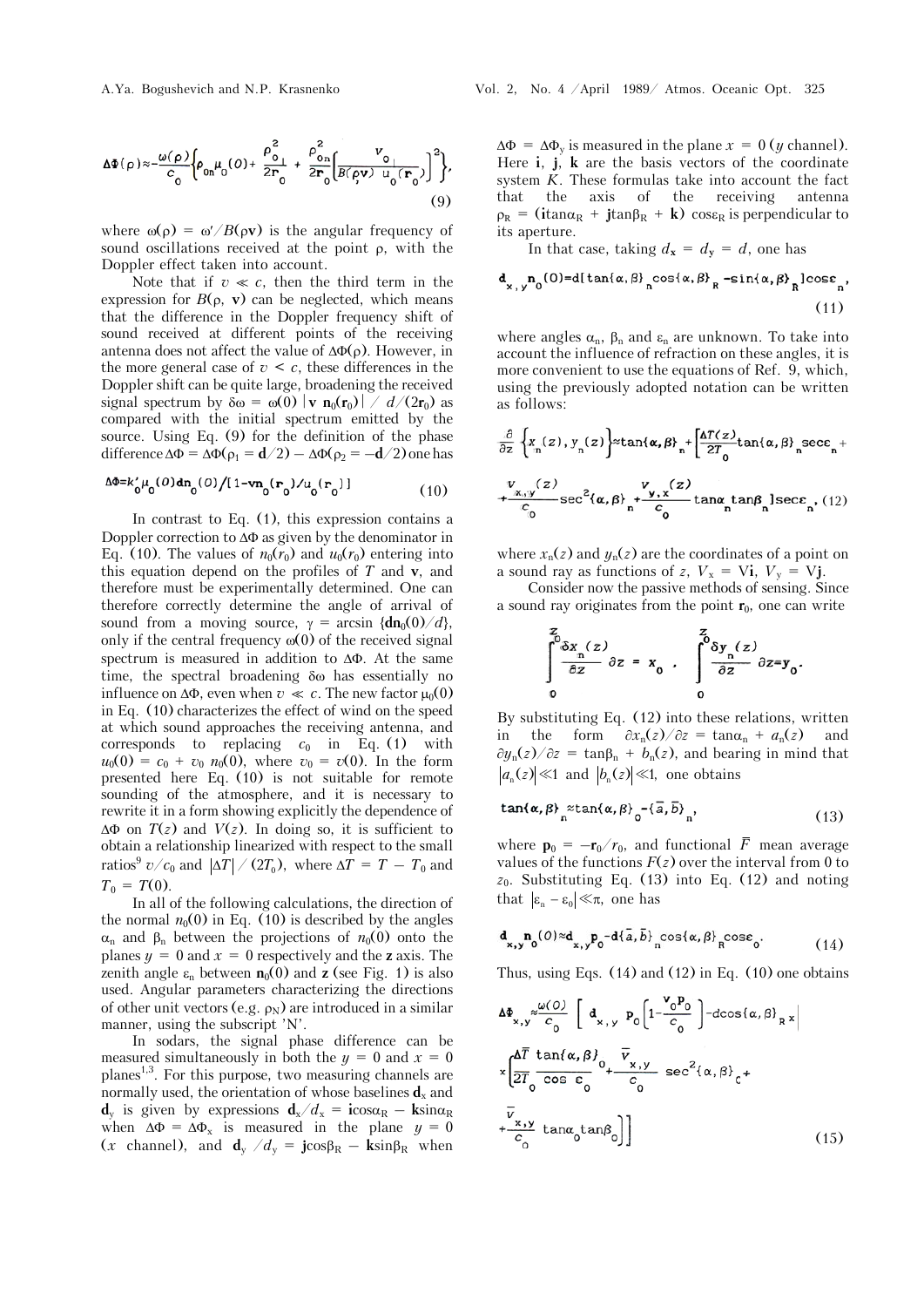$$\Delta\Phi(\rho)\approx-\frac{\omega(\rho)}{c_0}\left\{\rho_{0n}\mu_0(0)+\frac{\rho_{0\perp}^2}{2r_0}+\frac{\rho_{0n}^2}{2r_0}\left[\frac{v_{0\perp}}{B(\rho,v)\,u_0(r_0)}\right]^2\right\},\tag{9}$$

where $\omega(\rho) = \omega'/B(\rho\mathbf{v})$ is the angular frequency of sound oscillations received at the point $\rho$, with the Doppler effect taken into account.

Note that if $v \ll c$, then the third term in the expression for $B(\rho, \mathbf{v})$ can be neglected, which means that the difference in the Doppler frequency shift of sound received at different points of the receiving antenna does not affect the value of $\Delta\Phi(\rho)$. However, in the more general case of $v < c$, these differences in the Doppler shift can be quite large, broadening the received signal spectrum by $\delta\omega = \omega(0)\,|\mathbf{v}\,\mathbf{n}_0(\mathbf{r}_0)|\,/\,d/(2\mathbf{r}_0)$ as compared with the initial spectrum emitted by the source. Using Eq. (9) for the definition of the phase difference $\Delta\Phi = \Delta\Phi(\rho_1 = \mathbf{d}/2) - \Delta\Phi(\rho_2 = -\mathbf{d}/2)$ one has

$$\Delta\Phi=k_0'\mu_0(0)\mathbf{d}\mathbf{n}_0(0)/[1-\mathbf{v}\mathbf{n}_0(\mathbf{r}_0)/u_0(\mathbf{r}_0)]\tag{10}$$

In contrast to Eq. (1), this expression contains a Doppler correction to $\Delta\Phi$ as given by the denominator in Eq. (10). The values of $n_0(r_0)$ and $u_0(r_0)$ entering into this equation depend on the profiles of $T$ and $\mathbf{v}$, and therefore must be experimentally determined. One can therefore correctly determine the angle of arrival of sound from a moving source, $\gamma = \arcsin\{\mathbf{d}\mathbf{n}_0(0)/d\}$, only if the central frequency $\omega(0)$ of the received signal spectrum is measured in addition to $\Delta\Phi$. At the same time, the spectral broadening $\delta\omega$ has essentially no influence on $\Delta\Phi$, even when $v \ll c$. The new factor $\mu_0(0)$ in Eq. (10) characterizes the effect of wind on the speed at which sound approaches the receiving antenna, and corresponds to replacing $c_0$ in Eq. (1) with $u_0(0) = c_0 + v_0\,n_0(0)$, where $v_0 = v(0)$. In the form presented here Eq. (10) is not suitable for remote sounding of the atmosphere, and it is necessary to rewrite it in a form showing explicitly the dependence of $\Delta\Phi$ on $T(z)$ and $V(z)$. In doing so, it is sufficient to obtain a relationship linearized with respect to the small ratios[9] $v/c_0$ and $|\Delta T|/(2T_0)$, where $\Delta T = T - T_0$ and $T_0 = T(0)$.

In all of the following calculations, the direction of the normal $n_0(0)$ in Eq. (10) is described by the angles $\alpha_n$ and $\beta_n$ between the projections of $n_0(0)$ onto the planes $y = 0$ and $x = 0$ respectively and the $\mathbf{z}$ axis. The zenith angle $\varepsilon_n$ between $\mathbf{n}_0(0)$ and $\mathbf{z}$ (see Fig. 1) is also used. Angular parameters characterizing the directions of other unit vectors (e.g. $\rho_N$) are introduced in a similar manner, using the subscript 'N'.

In sodars, the signal phase difference can be measured simultaneously in both the $y = 0$ and $x = 0$ planes[1,3]. For this purpose, two measuring channels are normally used, the orientation of whose baselines $\mathbf{d}_x$ and $\mathbf{d}_y$ is given by expressions $\mathbf{d}_x/d_x = \mathbf{i}\cos\alpha_R - \mathbf{k}\sin\alpha_R$ when $\Delta\Phi = \Delta\Phi_x$ is measured in the plane $y = 0$ ($x$ channel), and $\mathbf{d}_y/d_y = \mathbf{j}\cos\beta_R - \mathbf{k}\sin\beta_R$ when $\Delta\Phi = \Delta\Phi_y$ is measured in the plane $x = 0$ ($y$ channel). Here $\mathbf{i}$, $\mathbf{j}$, $\mathbf{k}$ are the basis vectors of the coordinate system $K$. These formulas take into account the fact that the axis of the receiving antenna $\rho_R = (\mathbf{i}\tan\alpha_R + \mathbf{j}\tan\beta_R + \mathbf{k})\cos\varepsilon_R$ is perpendicular to its aperture.

In that case, taking $d_x = d_y = d$, one has

$$\mathbf{d}_{x,y}\mathbf{n}_0(0)=d[\tan\{\alpha,\beta\}_n\cos\{\alpha,\beta\}_R-\sin\{\alpha,\beta\}_R]\cos\varepsilon_n,\tag{11}$$

where angles $\alpha_n$, $\beta_n$ and $\varepsilon_n$ are unknown. To take into account the influence of refraction on these angles, it is more convenient to use the equations of Ref. 9, which, using the previously adopted notation can be written as follows:

$$\frac{\partial}{\partial z}\{x_n(z),y_n(z)\}\approx\tan\{\alpha,\beta\}_n+\left[\frac{\Delta T(z)}{2T_0}\tan\{\alpha,\beta\}_n\sec\varepsilon_n+\frac{V_{x,y}(z)}{c_0}\sec^2\{\alpha,\beta\}_n+\frac{V_{y,x}(z)}{c_0}\tan\alpha_n\tan\beta_n\right]\sec\varepsilon_n,\tag{12}$$

where $x_n(z)$ and $y_n(z)$ are the coordinates of a point on a sound ray as functions of $z$, $V_x = V\mathbf{i}$, $V_y = V\mathbf{j}$.

Consider now the passive methods of sensing. Since a sound ray originates from the point $\mathbf{r}_0$, one can write

$$\int_0^{z_0}\frac{\delta x_n(z)}{\partial z}\,\partial z = x_0\,,\qquad \int_0^{z_0}\frac{\delta y_n(z)}{\partial z}\,\partial z = y_0.$$

By substituting Eq. (12) into these relations, written in the form $\partial x_n(z)/\partial z = \tan\alpha_n + a_n(z)$ and $\partial y_n(z)/\partial z = \tan\beta_n + b_n(z)$, and bearing in mind that $|a_n(z)|\ll 1$ and $|b_n(z)|\ll 1$, one obtains

$$\tan\{\alpha,\beta\}_n\approx\tan\{\alpha,\beta\}_0-\{\bar{a},\bar{b}\}_n,\tag{13}$$

where $\mathbf{p}_0 = -\mathbf{r}_0/r_0$, and functional $\bar{F}$ mean average values of the functions $F(z)$ over the interval from 0 to $z_0$. Substituting Eq. (13) into Eq. (12) and noting that $|\varepsilon_n - \varepsilon_0|\ll\pi$, one has

$$\mathbf{d}_{x,y}\mathbf{n}_0(0)\approx\mathbf{d}_{x,y}\mathbf{p}_0-d\{\bar{a},\bar{b}\}_n\cos\{\alpha,\beta\}_R\cos\varepsilon_0.\tag{14}$$

Thus, using Eqs. (14) and (12) in Eq. (10) one obtains

$$\Delta\Phi_{x,y}\approx\frac{\omega(0)}{c_0}\left[\mathbf{d}_{x,y}\mathbf{p}_0\left(1-\frac{\mathbf{v}_0\mathbf{p}_0}{c_0}\right)-d\cos\{\alpha,\beta\}_R\times\right.$$
$$\left.\times\left(\frac{\overline{\Delta T}}{2T_0}\frac{\tan\{\alpha,\beta\}_0}{\cos\varepsilon_0}+\frac{\bar{v}_{x,y}}{c_0}\sec^2\{\alpha,\beta\}_c+\frac{\bar{v}_{x,y}}{c_0}\tan\alpha_0\tan\beta_0\right)\right]\tag{15}$$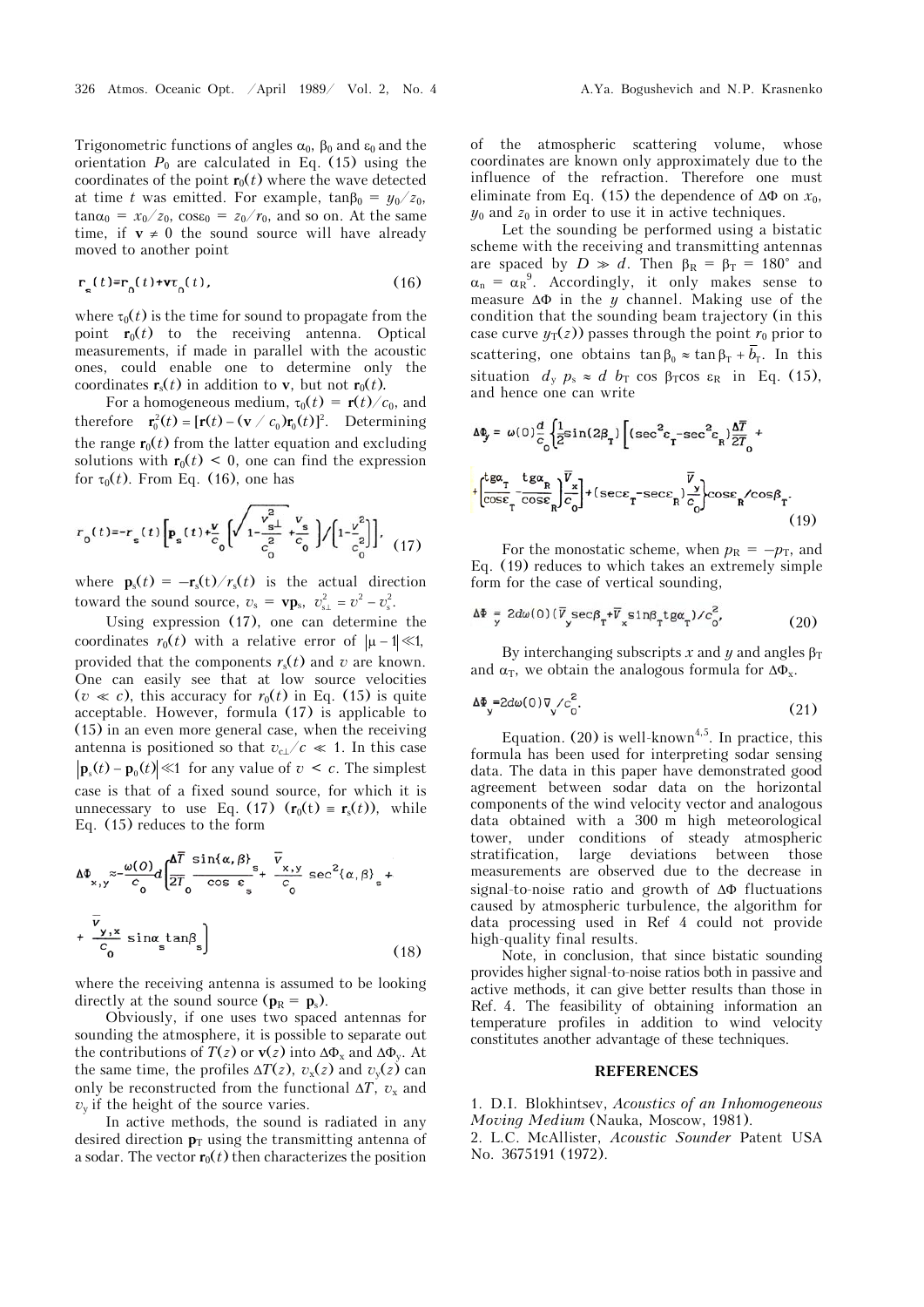Trigonometric functions of angles $\alpha_0$, $\beta_0$ and $\varepsilon_0$ and the orientation $P_0$ are calculated in Eq. (15) using the coordinates of the point $\mathbf{r}_0(t)$ where the wave detected at time $t$ was emitted. For example, $\tan\beta_0 = y_0/z_0$, $\tan\alpha_0 = x_0/z_0$, $\cos\varepsilon_0 = z_0/r_0$, and so on. At the same time, if $\mathbf{v} \neq 0$ the sound source will have already moved to another point

$$\mathbf{r}_s(t) = \mathbf{r}_0(t) + \mathbf{v}\tau_0(t), \tag{16}$$

where $\tau_0(t)$ is the time for sound to propagate from the point $\mathbf{r}_0(t)$ to the receiving antenna. Optical measurements, if made in parallel with the acoustic ones, could enable one to determine only the coordinates $\mathbf{r}_s(t)$ in addition to $\mathbf{v}$, but not $\mathbf{r}_0(t)$.

For a homogeneous medium, $\tau_0(t) = \mathbf{r}(t)/c_0$, and therefore $\mathbf{r}_0^2(t) = [\mathbf{r}(t) - (\mathbf{v}/c_0)\mathbf{r}_0(t)]^2$. Determining the range $\mathbf{r}_0(t)$ from the latter equation and excluding solutions with $\mathbf{r}_0(t) < 0$, one can find the expression for $\tau_0(t)$. From Eq. (16), one has

$$r_0(t) = -r_s(t)\left[\mathbf{p}_s(t) + \frac{\mathbf{v}}{c_0}\left(\sqrt{1 - \frac{v_{s\perp}^2}{c_0^2}} + \frac{v_s}{c_0}\right) \Big/ \left(1 - \frac{v^2}{c_0^2}\right)\right], \tag{17}$$

where $\mathbf{p}_s(t) = -\mathbf{r}_s(t)/r_s(t)$ is the actual direction toward the sound source, $v_s = \mathbf{v}\mathbf{p}_s$, $v_{s\perp}^2 = v^2 - v_s^2$.

Using expression (17), one can determine the coordinates $r_0(t)$ with a relative error of $|\mu - 1| \ll 1$, provided that the components $r_s(t)$ and $v$ are known. One can easily see that at low source velocities ($v \ll c$), this accuracy for $r_0(t)$ in Eq. (15) is quite acceptable. However, formula (17) is applicable to (15) in an even more general case, when the receiving antenna is positioned so that $v_{c\perp}/c \ll 1$. In this case $|\mathbf{p}_s(t) - \mathbf{p}_0(t)| \ll 1$ for any value of $v < c$. The simplest case is that of a fixed sound source, for which it is unnecessary to use Eq. (17) ($\mathbf{r}_0(t) \equiv \mathbf{r}_s(t)$), while Eq. (15) reduces to the form

$$\Delta\Phi_{x,y} \approx -\frac{\omega(0)}{c_0} d\left(\frac{\overline{\Delta T}}{2T_0}\frac{\sin\{\alpha,\beta\}_s}{\cos\varepsilon_s} + \frac{\overline{v}_{x,y}}{c_0}\sec^2\{\alpha,\beta\}_s + \frac{\overline{v}_{y,x}}{c_0}\sin\alpha_s\tan\beta_s\right) \tag{18}$$

where the receiving antenna is assumed to be looking directly at the sound source ($\mathbf{p}_R = \mathbf{p}_s$).

Obviously, if one uses two spaced antennas for sounding the atmosphere, it is possible to separate out the contributions of $T(z)$ or $\mathbf{v}(z)$ into $\Delta\Phi_x$ and $\Delta\Phi_y$. At the same time, the profiles $\Delta T(z)$, $v_x(z)$ and $v_y(z)$ can only be reconstructed from the functional $\Delta T$, $v_x$ and $v_y$ if the height of the source varies.

In active methods, the sound is radiated in any desired direction $\mathbf{p}_T$ using the transmitting antenna of a sodar. The vector $\mathbf{r}_0(t)$ then characterizes the position of the atmospheric scattering volume, whose coordinates are known only approximately due to the influence of the refraction. Therefore one must eliminate from Eq. (15) the dependence of $\Delta\Phi$ on $x_0$, $y_0$ and $z_0$ in order to use it in active techniques.

Let the sounding be performed using a bistatic scheme with the receiving and transmitting antennas are spaced by $D \gg d$. Then $\beta_R = \beta_T = 180°$ and $\alpha_n = \alpha_R$[9]. Accordingly, it only makes sense to measure $\Delta\Phi$ in the $y$ channel. Making use of the condition that the sounding beam trajectory (in this case curve $y_T(z)$) passes through the point $r_0$ prior to scattering, one obtains $\tan\beta_0 \approx \tan\beta_T + \overline{b}_T$. In this situation $d_y\, p_s \approx d\, b_T \cos\beta_T \cos\varepsilon_R$ in Eq. (15), and hence one can write

$$\Delta\Phi_y = \omega(0)\frac{d}{c_0}\left\{\frac{1}{2}\sin(2\beta_T)\left[(\sec^2\varepsilon_T - \sec^2\varepsilon_R)\frac{\overline{\Delta T}}{2T_0} + \left(\frac{\mathrm{tg}\,\alpha_T}{\cos\varepsilon_T} - \frac{\mathrm{tg}\,\alpha_R}{\cos\varepsilon_R}\right)\frac{\overline{V}_x}{c_0}\right] + (\sec\varepsilon_T - \sec\varepsilon_R)\frac{\overline{V}_y}{c_0}\right\}\cos\varepsilon_R/\cos\beta_T. \tag{19}$$

For the monostatic scheme, when $p_R = -p_T$, and Eq. (19) reduces to which takes an extremely simple form for the case of vertical sounding,

$$\Delta\Phi_y = 2d\omega(0)(\overline{V}_y\sec\beta_T + \overline{V}_x\sin\beta_T\,\mathrm{tg}\,\alpha_T)/c_0^2, \tag{20}$$

By interchanging subscripts $x$ and $y$ and angles $\beta_T$ and $\alpha_T$, we obtain the analogous formula for $\Delta\Phi_x$.

$$\Delta\Phi_y = 2d\omega(0)\overline{V}_y/c_0^2. \tag{21}$$

Equation. (20) is well-known[4,5]. In practice, this formula has been used for interpreting sodar sensing data. The data in this paper have demonstrated good agreement between sodar data on the horizontal components of the wind velocity vector and analogous data obtained with a 300 m high meteorological tower, under conditions of steady atmospheric stratification, large deviations between those measurements are observed due to the decrease in signal-to-noise ratio and growth of $\Delta\Phi$ fluctuations caused by atmospheric turbulence, the algorithm for data processing used in Ref 4 could not provide high-quality final results.

Note, in conclusion, that since bistatic sounding provides higher signal-to-noise ratios both in passive and active methods, it can give better results than those in Ref. 4. The feasibility of obtaining information an temperature profiles in addition to wind velocity constitutes another advantage of these techniques.

## REFERENCES

1. D.I. Blokhintsev, *Acoustics of an Inhomogeneous Moving Medium* (Nauka, Moscow, 1981).
2. L.C. McAllister, *Acoustic Sounder* Patent USA No. 3675191 (1972).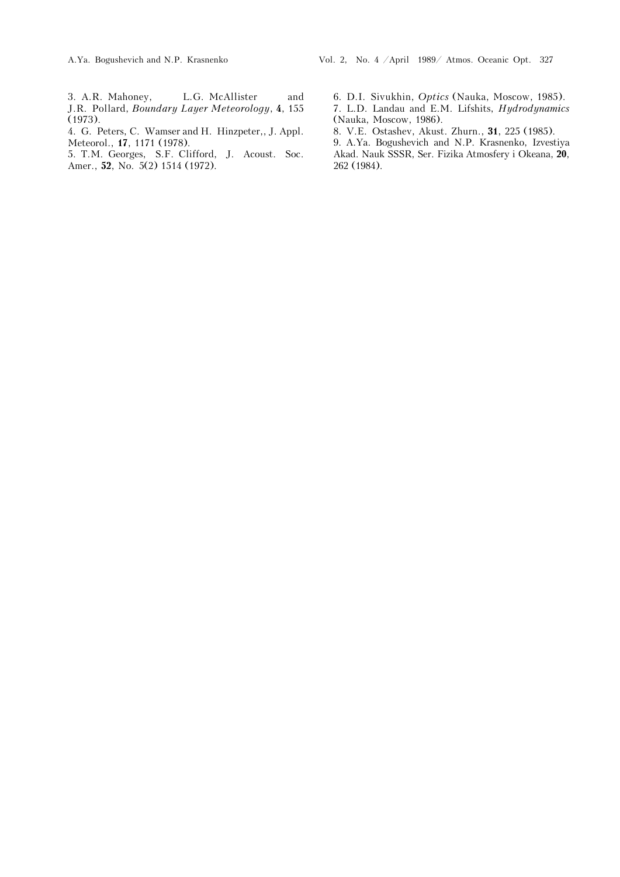3. A.R. Mahoney, L.G. McAllister and J.R. Pollard, *Boundary Layer Meteorology*, **4**, 155 (1973).

4. G. Peters, C. Wamser and H. Hinzpeter,, J. Appl. Meteorol., **17**, 1171 (1978).

5. T.M. Georges, S.F. Clifford, J. Acoust. Soc. Amer., **52**, No. 5(2) 1514 (1972).

6. D.I. Sivukhin, *Optics* (Nauka, Moscow, 1985).

7. L.D. Landau and E.M. Lifshits, *Hydrodynamics* (Nauka, Moscow, 1986).

8. V.E. Ostashev, Akust. Zhurn., **31**, 225 (1985).

9. A.Ya. Bogushevich and N.P. Krasnenko, Izvestiya Akad. Nauk SSSR, Ser. Fizika Atmosfery i Okeana, **20**, 262 (1984).